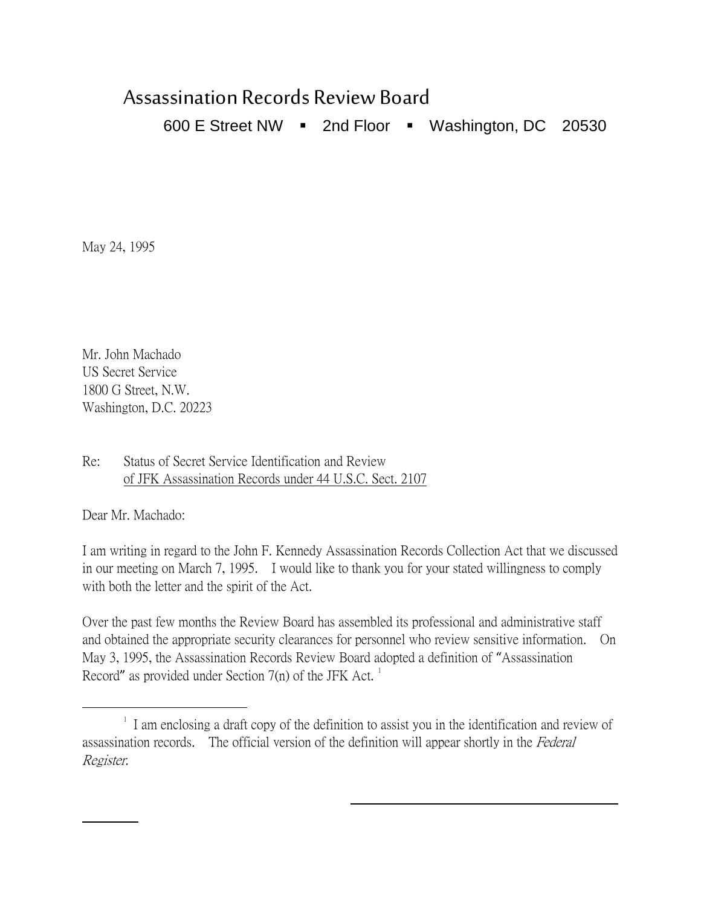# Assassination Records Review Board

600 E Street NW ▪ 2nd Floor ▪ Washington, DC 20530

May 24, 1995

Mr. John Machado
US Secret Service
1800 G Street, N.W.
Washington, D.C. 20223

Re: Status of Secret Service Identification and Review
of JFK Assassination Records under 44 U.S.C. Sect. 2107

Dear Mr. Machado:

I am writing in regard to the John F. Kennedy Assassination Records Collection Act that we discussed in our meeting on March 7, 1995. I would like to thank you for your stated willingness to comply with both the letter and the spirit of the Act.

Over the past few months the Review Board has assembled its professional and administrative staff and obtained the appropriate security clearances for personnel who review sensitive information. On May 3, 1995, the Assassination Records Review Board adopted a definition of "Assassination Record" as provided under Section 7(n) of the JFK Act. [1]

---

[1] I am enclosing a draft copy of the definition to assist you in the identification and review of assassination records. The official version of the definition will appear shortly in the *Federal Register.*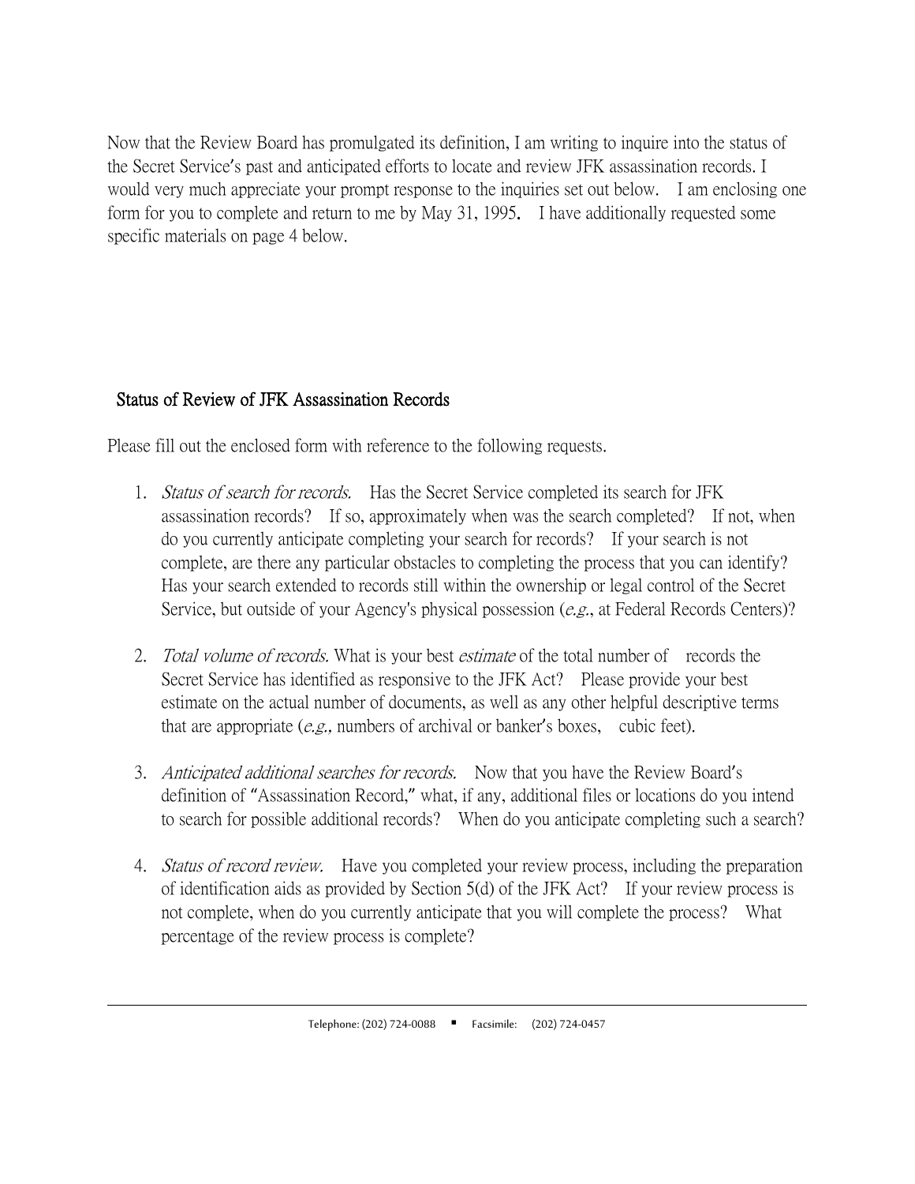Now that the Review Board has promulgated its definition, I am writing to inquire into the status of the Secret Service's past and anticipated efforts to locate and review JFK assassination records. I would very much appreciate your prompt response to the inquiries set out below. I am enclosing one form for you to complete and return to me by May 31, 1995. I have additionally requested some specific materials on page 4 below.

## Status of Review of JFK Assassination Records

Please fill out the enclosed form with reference to the following requests.

1. *Status of search for records.* Has the Secret Service completed its search for JFK assassination records? If so, approximately when was the search completed? If not, when do you currently anticipate completing your search for records? If your search is not complete, are there any particular obstacles to completing the process that you can identify? Has your search extended to records still within the ownership or legal control of the Secret Service, but outside of your Agency's physical possession (*e.g.*, at Federal Records Centers)?

2. *Total volume of records.* What is your best *estimate* of the total number of records the Secret Service has identified as responsive to the JFK Act? Please provide your best estimate on the actual number of documents, as well as any other helpful descriptive terms that are appropriate (*e.g.,* numbers of archival or banker's boxes, cubic feet).

3. *Anticipated additional searches for records.* Now that you have the Review Board's definition of "Assassination Record," what, if any, additional files or locations do you intend to search for possible additional records? When do you anticipate completing such a search?

4. *Status of record review.* Have you completed your review process, including the preparation of identification aids as provided by Section 5(d) of the JFK Act? If your review process is not complete, when do you currently anticipate that you will complete the process? What percentage of the review process is complete?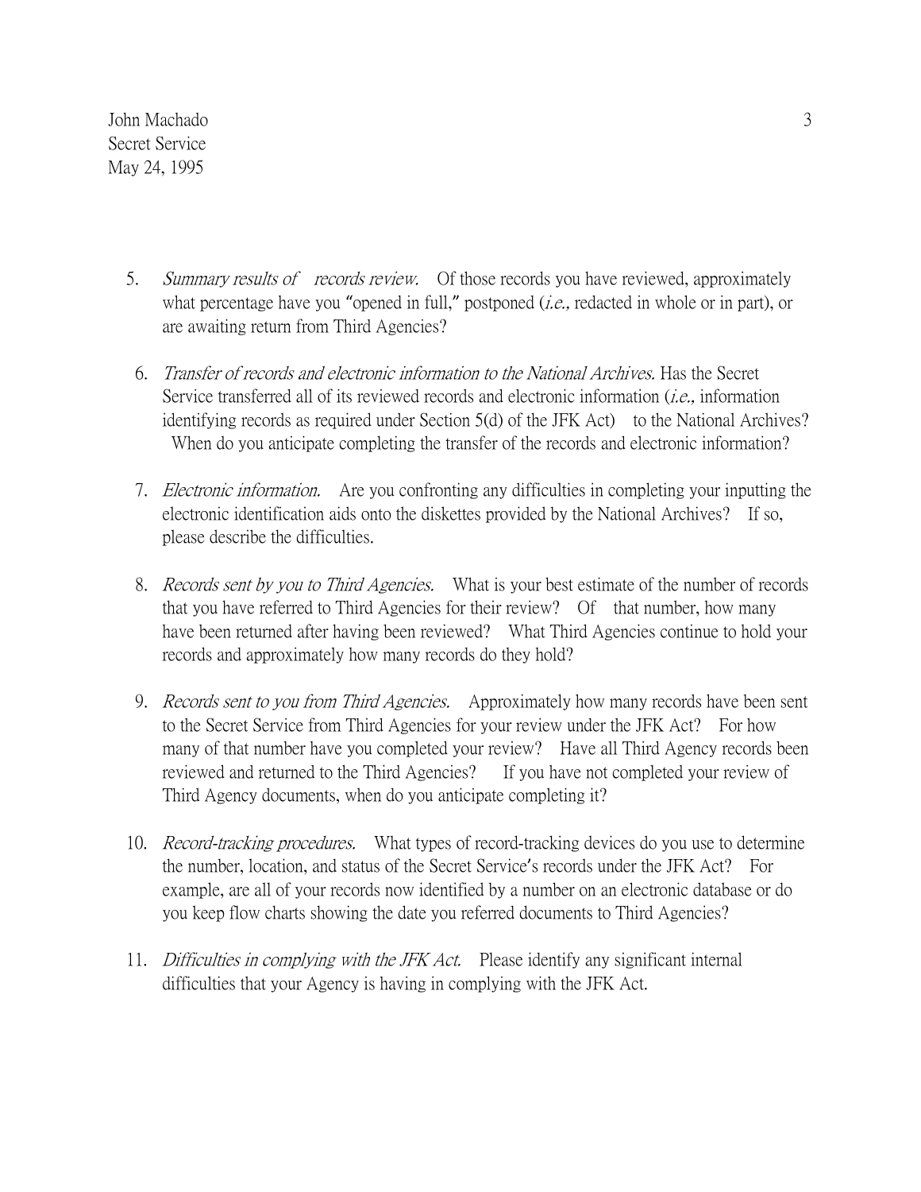5. *Summary results of records review.* Of those records you have reviewed, approximately what percentage have you "opened in full," postponed (*i.e.,* redacted in whole or in part), or are awaiting return from Third Agencies?

6. *Transfer of records and electronic information to the National Archives.* Has the Secret Service transferred all of its reviewed records and electronic information (*i.e.,* information identifying records as required under Section 5(d) of the JFK Act) to the National Archives? When do you anticipate completing the transfer of the records and electronic information?

7. *Electronic information.* Are you confronting any difficulties in completing your inputting the electronic identification aids onto the diskettes provided by the National Archives? If so, please describe the difficulties.

8. *Records sent by you to Third Agencies.* What is your best estimate of the number of records that you have referred to Third Agencies for their review? Of that number, how many have been returned after having been reviewed? What Third Agencies continue to hold your records and approximately how many records do they hold?

9. *Records sent to you from Third Agencies.* Approximately how many records have been sent to the Secret Service from Third Agencies for your review under the JFK Act? For how many of that number have you completed your review? Have all Third Agency records been reviewed and returned to the Third Agencies? If you have not completed your review of Third Agency documents, when do you anticipate completing it?

10. *Record-tracking procedures.* What types of record-tracking devices do you use to determine the number, location, and status of the Secret Service's records under the JFK Act? For example, are all of your records now identified by a number on an electronic database or do you keep flow charts showing the date you referred documents to Third Agencies?

11. *Difficulties in complying with the JFK Act.* Please identify any significant internal difficulties that your Agency is having in complying with the JFK Act.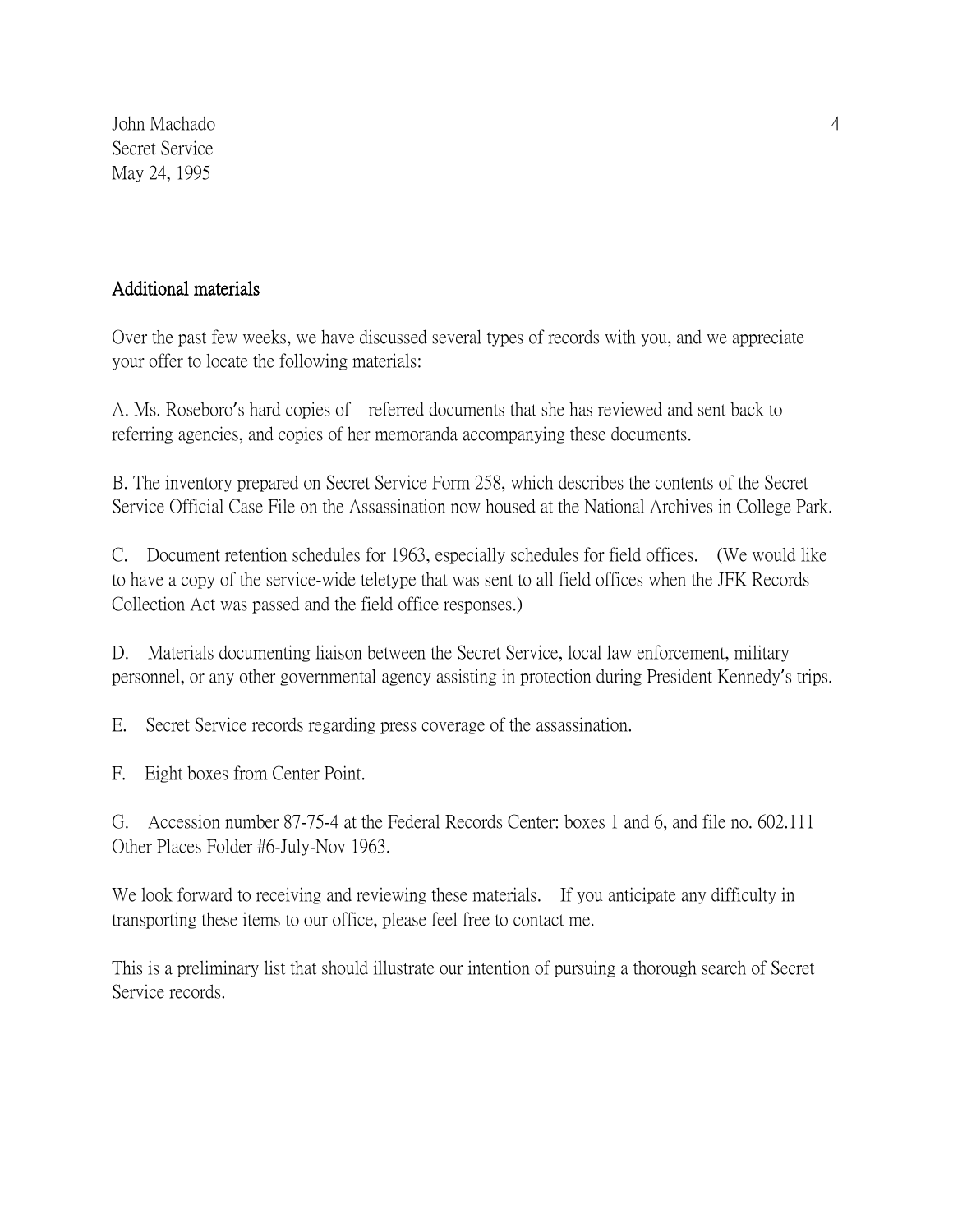## Additional materials

Over the past few weeks, we have discussed several types of records with you, and we appreciate your offer to locate the following materials:

A. Ms. Roseboro's hard copies of referred documents that she has reviewed and sent back to referring agencies, and copies of her memoranda accompanying these documents.

B. The inventory prepared on Secret Service Form 258, which describes the contents of the Secret Service Official Case File on the Assassination now housed at the National Archives in College Park.

C. Document retention schedules for 1963, especially schedules for field offices. (We would like to have a copy of the service-wide teletype that was sent to all field offices when the JFK Records Collection Act was passed and the field office responses.)

D. Materials documenting liaison between the Secret Service, local law enforcement, military personnel, or any other governmental agency assisting in protection during President Kennedy's trips.

E. Secret Service records regarding press coverage of the assassination.

F. Eight boxes from Center Point.

G. Accession number 87-75-4 at the Federal Records Center: boxes 1 and 6, and file no. 602.111 Other Places Folder #6-July-Nov 1963.

We look forward to receiving and reviewing these materials. If you anticipate any difficulty in transporting these items to our office, please feel free to contact me.

This is a preliminary list that should illustrate our intention of pursuing a thorough search of Secret Service records.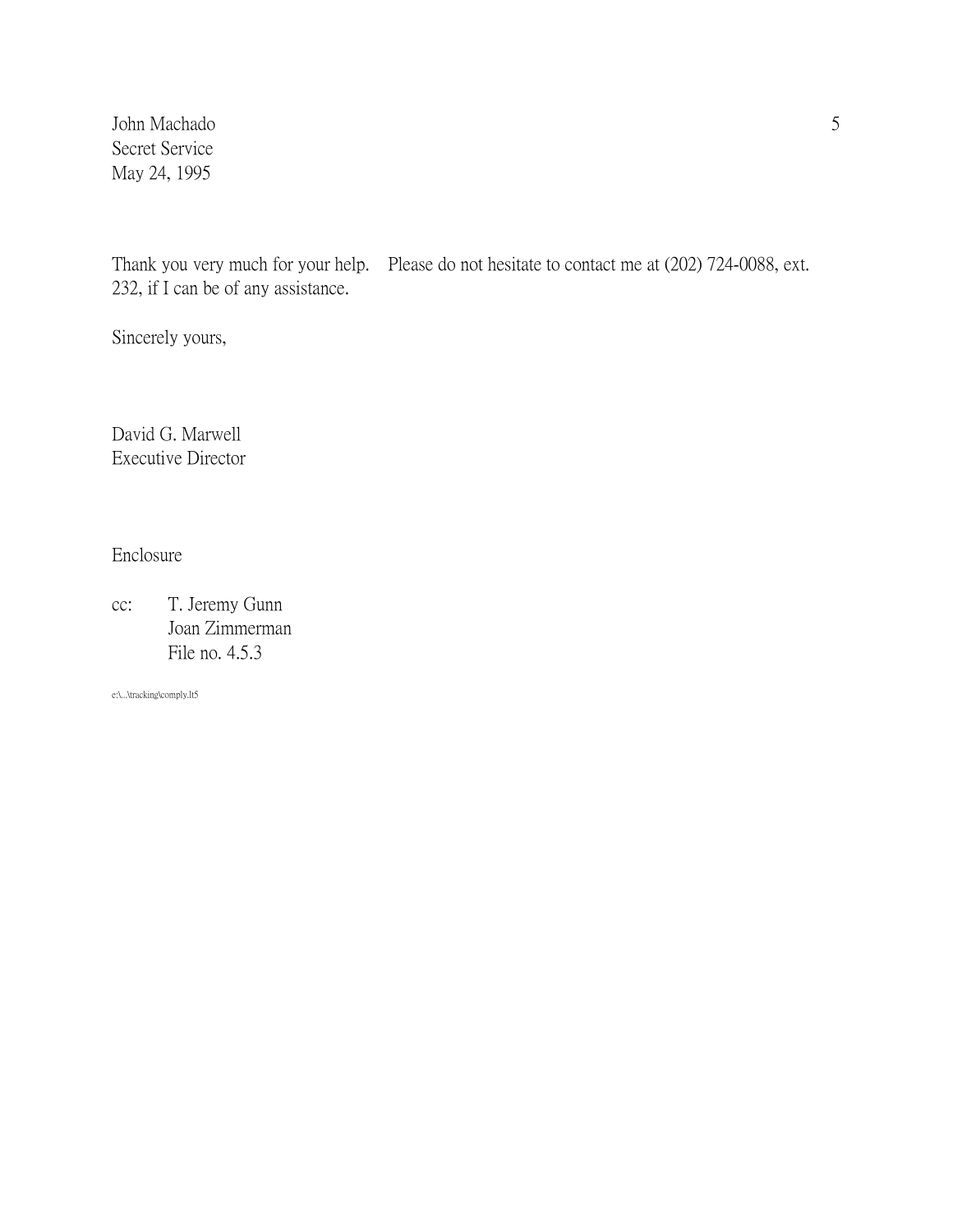Thank you very much for your help. Please do not hesitate to contact me at (202) 724-0088, ext. 232, if I can be of any assistance.

Sincerely yours,

David G. Marwell
Executive Director

Enclosure

cc: T. Jeremy Gunn
Joan Zimmerman
File no. 4.5.3

e:\...\tracking\comply.lt5